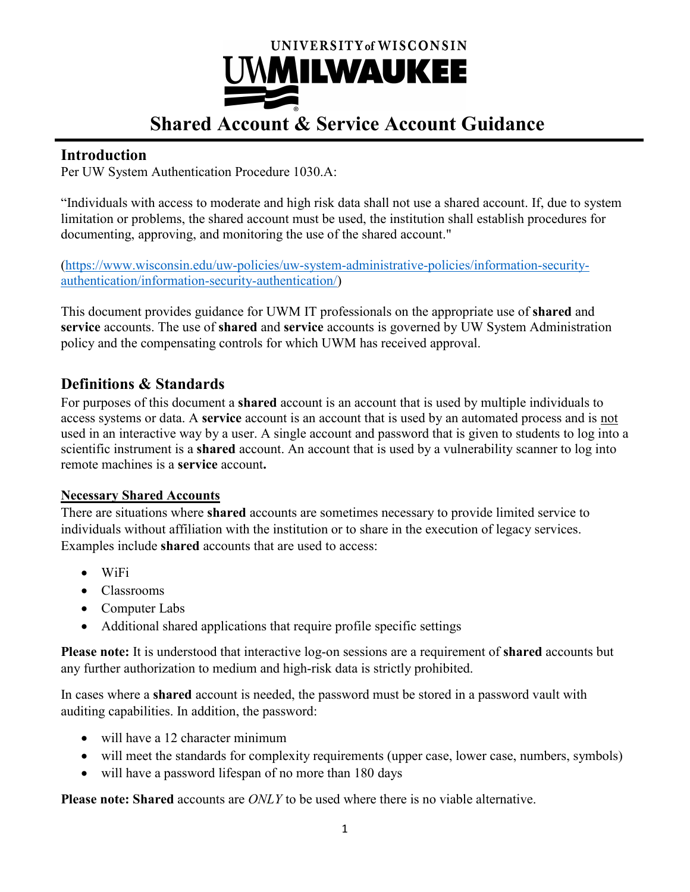# Shared Account & Service Account Guidance

## Introduction

Per UW System Authentication Procedure 1030.A:

"Individuals with access to moderate and high risk data shall not use a shared account. If, due to system limitation or problems, the shared account must be used, the institution shall establish procedures for documenting, approving, and monitoring the use of the shared account."

(https://www.wisconsin.edu/uw-policies/uw-system-administrative-policies/information-security-authentication/information-security-authentication/)

This document provides guidance for UWM IT professionals on the appropriate use of **shared** and **service** accounts. The use of **shared** and **service** accounts is governed by UW System Administration policy and the compensating controls for which UWM has received approval.

## Definitions & Standards

For purposes of this document a **shared** account is an account that is used by multiple individuals to access systems or data. A **service** account is an account that is used by an automated process and is not used in an interactive way by a user. A single account and password that is given to students to log into a scientific instrument is a **shared** account. An account that is used by a vulnerability scanner to log into remote machines is a **service** account**.**

### Necessary Shared Accounts

There are situations where **shared** accounts are sometimes necessary to provide limited service to individuals without affiliation with the institution or to share in the execution of legacy services. Examples include **shared** accounts that are used to access:

- WiFi
- Classrooms
- Computer Labs
- Additional shared applications that require profile specific settings

**Please note:** It is understood that interactive log-on sessions are a requirement of **shared** accounts but any further authorization to medium and high-risk data is strictly prohibited.

In cases where a **shared** account is needed, the password must be stored in a password vault with auditing capabilities. In addition, the password:

- will have a 12 character minimum
- will meet the standards for complexity requirements (upper case, lower case, numbers, symbols)
- will have a password lifespan of no more than 180 days

**Please note: Shared** accounts are *ONLY* to be used where there is no viable alternative.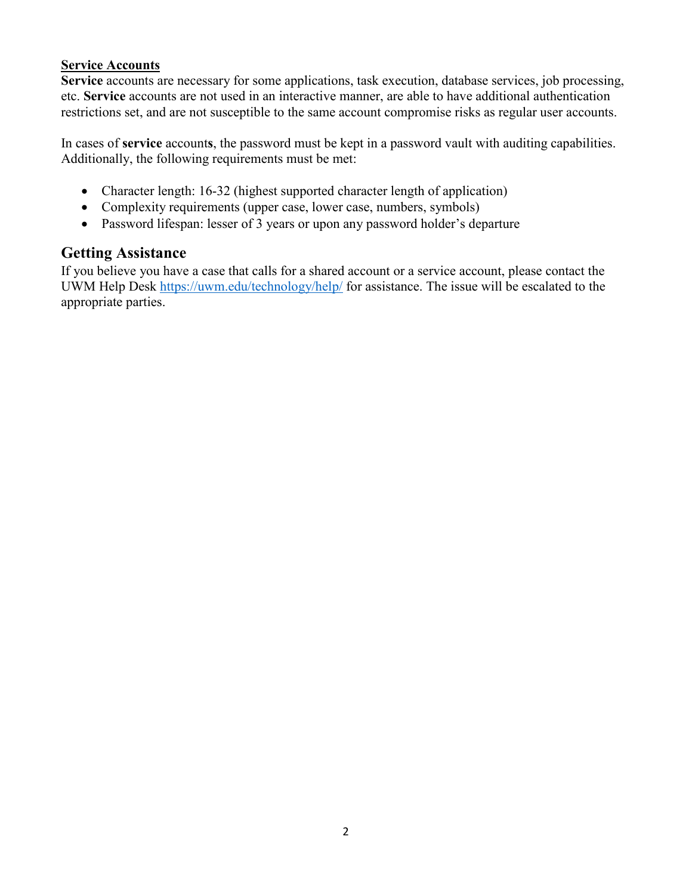**Service Accounts**

**Service** accounts are necessary for some applications, task execution, database services, job processing, etc. **Service** accounts are not used in an interactive manner, are able to have additional authentication restrictions set, and are not susceptible to the same account compromise risks as regular user accounts.

In cases of **service** accounts, the password must be kept in a password vault with auditing capabilities. Additionally, the following requirements must be met:

- Character length: 16-32 (highest supported character length of application)
- Complexity requirements (upper case, lower case, numbers, symbols)
- Password lifespan: lesser of 3 years or upon any password holder's departure

## Getting Assistance

If you believe you have a case that calls for a shared account or a service account, please contact the UWM Help Desk https://uwm.edu/technology/help/ for assistance. The issue will be escalated to the appropriate parties.